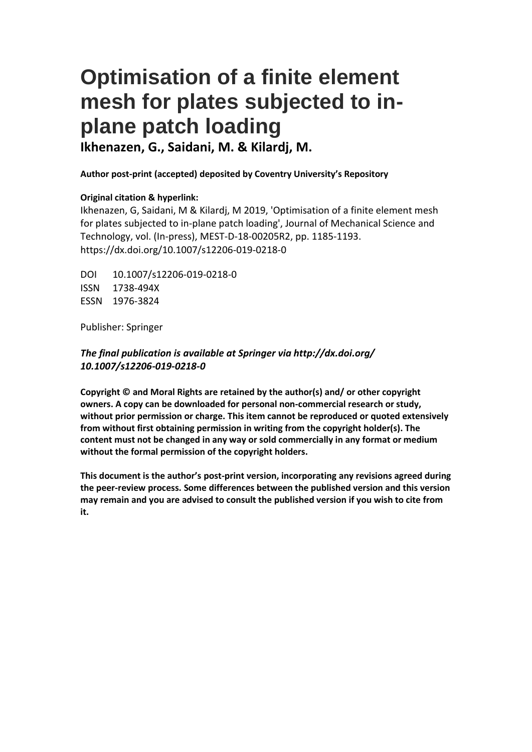# Optimisation of a finite element mesh for plates subjected to in-plane patch loading

**Ikhenazen, G., Saidani, M. & Kilardj, M.**

**Author post-print (accepted) deposited by Coventry University's Repository**

**Original citation & hyperlink:**

Ikhenazen, G, Saidani, M & Kilardj, M 2019, 'Optimisation of a finite element mesh for plates subjected to in-plane patch loading', Journal of Mechanical Science and Technology, vol. (In-press), MEST-D-18-00205R2, pp. 1185-1193. https://dx.doi.org/10.1007/s12206-019-0218-0

DOI 10.1007/s12206-019-0218-0
ISSN 1738-494X
ESSN 1976-3824

Publisher: Springer

***The final publication is available at Springer via http://dx.doi.org/ 10.1007/s12206-019-0218-0***

**Copyright © and Moral Rights are retained by the author(s) and/ or other copyright owners. A copy can be downloaded for personal non-commercial research or study, without prior permission or charge. This item cannot be reproduced or quoted extensively from without first obtaining permission in writing from the copyright holder(s). The content must not be changed in any way or sold commercially in any format or medium without the formal permission of the copyright holders.**

**This document is the author's post-print version, incorporating any revisions agreed during the peer-review process. Some differences between the published version and this version may remain and you are advised to consult the published version if you wish to cite from it.**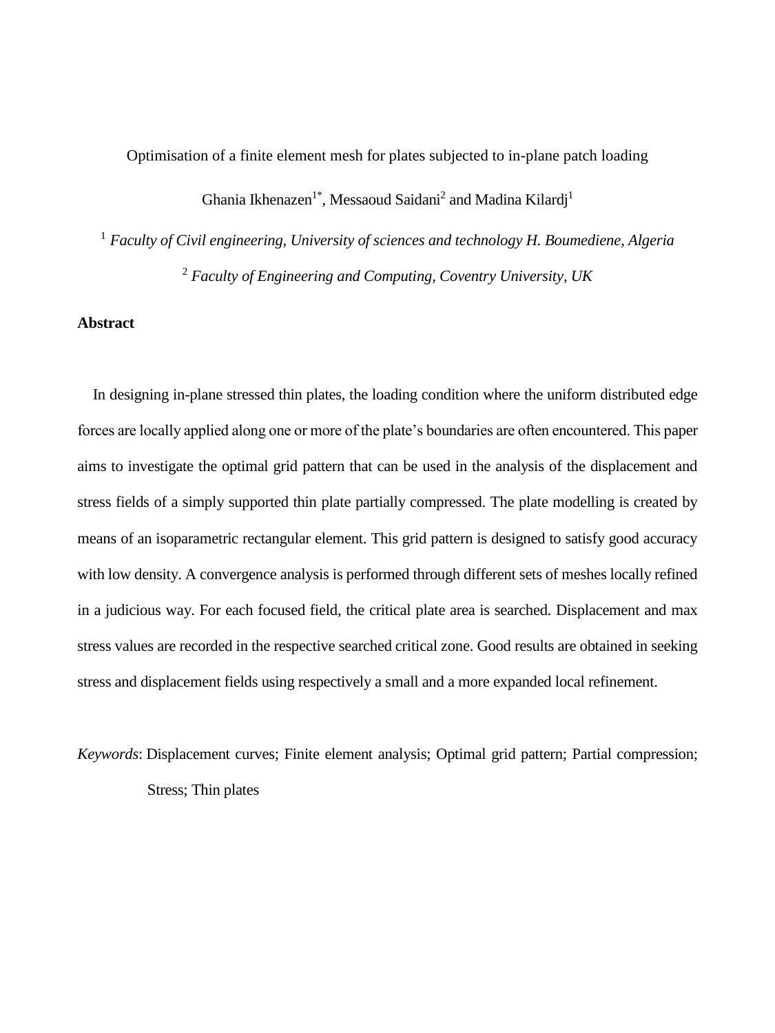Optimisation of a finite element mesh for plates subjected to in-plane patch loading

Ghania Ikhenazen[1*], Messaoud Saidani[2] and Madina Kilardj[1]

[1] *Faculty of Civil engineering, University of sciences and technology H. Boumediene, Algeria*

[2] *Faculty of Engineering and Computing, Coventry University, UK*

**Abstract**

In designing in-plane stressed thin plates, the loading condition where the uniform distributed edge forces are locally applied along one or more of the plate's boundaries are often encountered. This paper aims to investigate the optimal grid pattern that can be used in the analysis of the displacement and stress fields of a simply supported thin plate partially compressed. The plate modelling is created by means of an isoparametric rectangular element. This grid pattern is designed to satisfy good accuracy with low density. A convergence analysis is performed through different sets of meshes locally refined in a judicious way. For each focused field, the critical plate area is searched. Displacement and max stress values are recorded in the respective searched critical zone. Good results are obtained in seeking stress and displacement fields using respectively a small and a more expanded local refinement.

*Keywords*: Displacement curves; Finite element analysis; Optimal grid pattern; Partial compression; Stress; Thin plates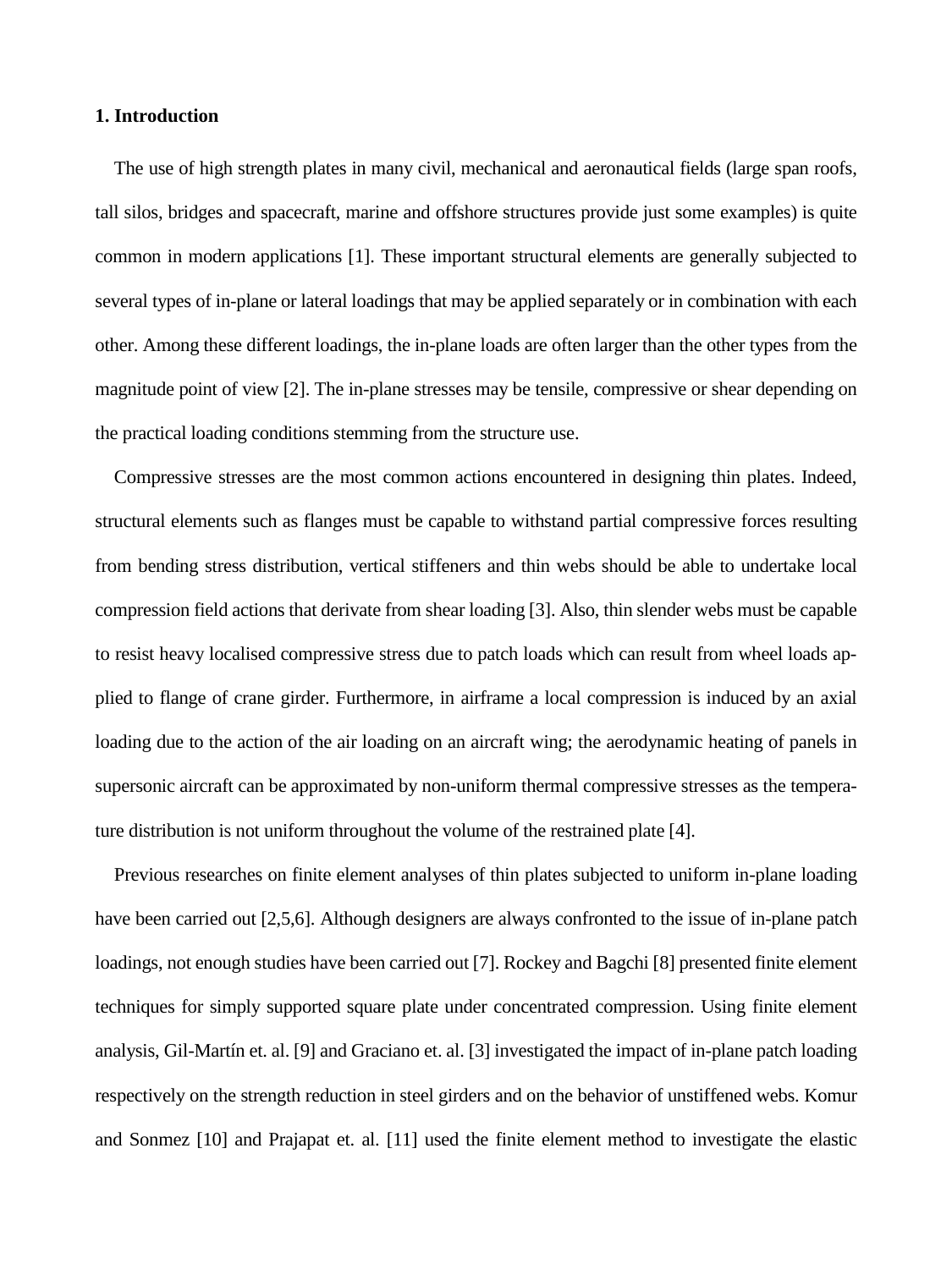## 1. Introduction

The use of high strength plates in many civil, mechanical and aeronautical fields (large span roofs, tall silos, bridges and spacecraft, marine and offshore structures provide just some examples) is quite common in modern applications [1]. These important structural elements are generally subjected to several types of in-plane or lateral loadings that may be applied separately or in combination with each other. Among these different loadings, the in-plane loads are often larger than the other types from the magnitude point of view [2]. The in-plane stresses may be tensile, compressive or shear depending on the practical loading conditions stemming from the structure use.

Compressive stresses are the most common actions encountered in designing thin plates. Indeed, structural elements such as flanges must be capable to withstand partial compressive forces resulting from bending stress distribution, vertical stiffeners and thin webs should be able to undertake local compression field actions that derivate from shear loading [3]. Also, thin slender webs must be capable to resist heavy localised compressive stress due to patch loads which can result from wheel loads applied to flange of crane girder. Furthermore, in airframe a local compression is induced by an axial loading due to the action of the air loading on an aircraft wing; the aerodynamic heating of panels in supersonic aircraft can be approximated by non-uniform thermal compressive stresses as the temperature distribution is not uniform throughout the volume of the restrained plate [4].

Previous researches on finite element analyses of thin plates subjected to uniform in-plane loading have been carried out [2,5,6]. Although designers are always confronted to the issue of in-plane patch loadings, not enough studies have been carried out [7]. Rockey and Bagchi [8] presented finite element techniques for simply supported square plate under concentrated compression. Using finite element analysis, Gil-Martín et. al. [9] and Graciano et. al. [3] investigated the impact of in-plane patch loading respectively on the strength reduction in steel girders and on the behavior of unstiffened webs. Komur and Sonmez [10] and Prajapat et. al. [11] used the finite element method to investigate the elastic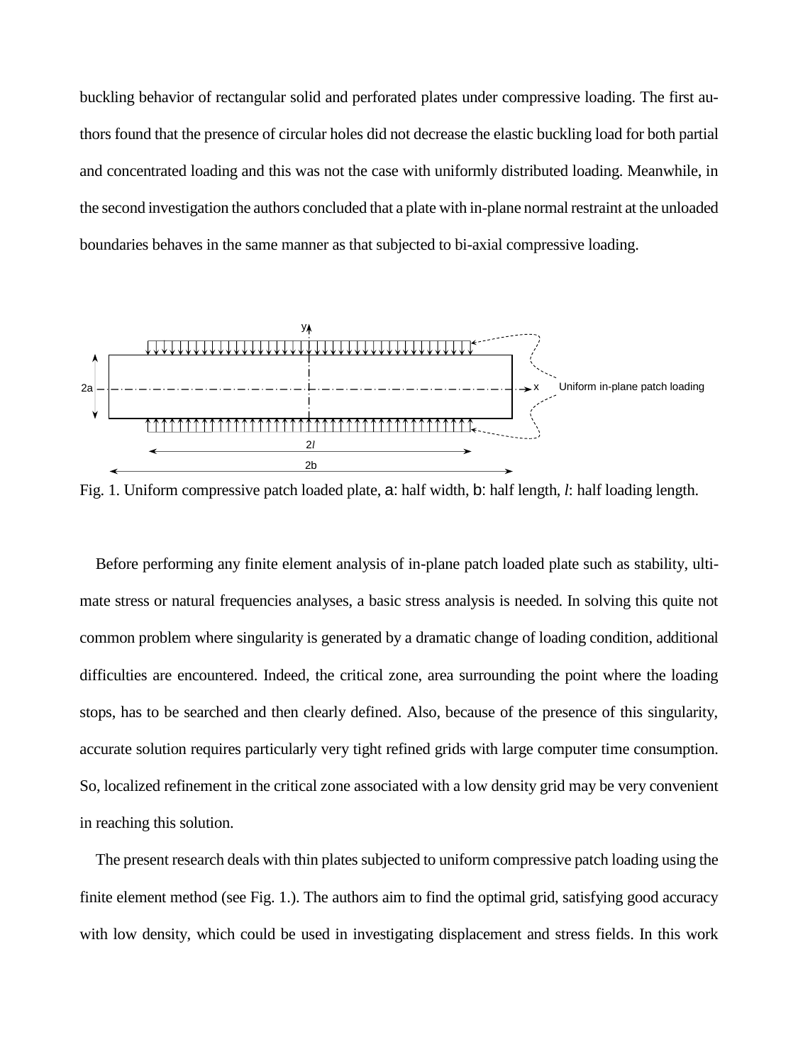buckling behavior of rectangular solid and perforated plates under compressive loading. The first authors found that the presence of circular holes did not decrease the elastic buckling load for both partial and concentrated loading and this was not the case with uniformly distributed loading. Meanwhile, in the second investigation the authors concluded that a plate with in-plane normal restraint at the unloaded boundaries behaves in the same manner as that subjected to bi-axial compressive loading.

Fig. 1. Uniform compressive patch loaded plate, a: half width, b: half length, *l*: half loading length.

Before performing any finite element analysis of in-plane patch loaded plate such as stability, ultimate stress or natural frequencies analyses, a basic stress analysis is needed. In solving this quite not common problem where singularity is generated by a dramatic change of loading condition, additional difficulties are encountered. Indeed, the critical zone, area surrounding the point where the loading stops, has to be searched and then clearly defined. Also, because of the presence of this singularity, accurate solution requires particularly very tight refined grids with large computer time consumption. So, localized refinement in the critical zone associated with a low density grid may be very convenient in reaching this solution.

The present research deals with thin plates subjected to uniform compressive patch loading using the finite element method (see Fig. 1.). The authors aim to find the optimal grid, satisfying good accuracy with low density, which could be used in investigating displacement and stress fields. In this work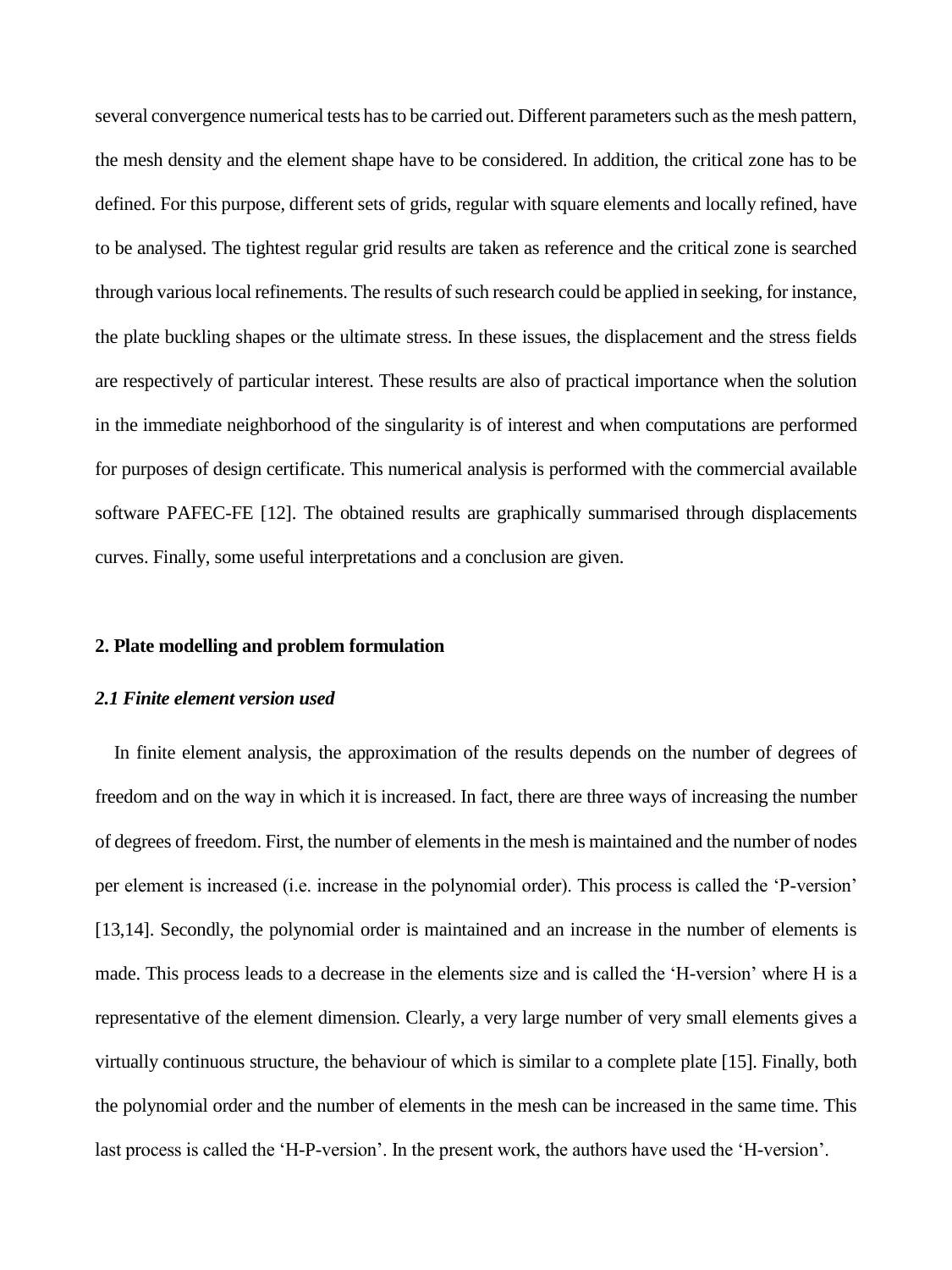several convergence numerical tests has to be carried out. Different parameters such as the mesh pattern, the mesh density and the element shape have to be considered. In addition, the critical zone has to be defined. For this purpose, different sets of grids, regular with square elements and locally refined, have to be analysed. The tightest regular grid results are taken as reference and the critical zone is searched through various local refinements. The results of such research could be applied in seeking, for instance, the plate buckling shapes or the ultimate stress. In these issues, the displacement and the stress fields are respectively of particular interest. These results are also of practical importance when the solution in the immediate neighborhood of the singularity is of interest and when computations are performed for purposes of design certificate. This numerical analysis is performed with the commercial available software PAFEC-FE [12]. The obtained results are graphically summarised through displacements curves. Finally, some useful interpretations and a conclusion are given.

## 2. Plate modelling and problem formulation

### *2.1 Finite element version used*

In finite element analysis, the approximation of the results depends on the number of degrees of freedom and on the way in which it is increased. In fact, there are three ways of increasing the number of degrees of freedom. First, the number of elements in the mesh is maintained and the number of nodes per element is increased (i.e. increase in the polynomial order). This process is called the 'P-version' [13,14]. Secondly, the polynomial order is maintained and an increase in the number of elements is made. This process leads to a decrease in the elements size and is called the 'H-version' where H is a representative of the element dimension. Clearly, a very large number of very small elements gives a virtually continuous structure, the behaviour of which is similar to a complete plate [15]. Finally, both the polynomial order and the number of elements in the mesh can be increased in the same time. This last process is called the 'H-P-version'. In the present work, the authors have used the 'H-version'.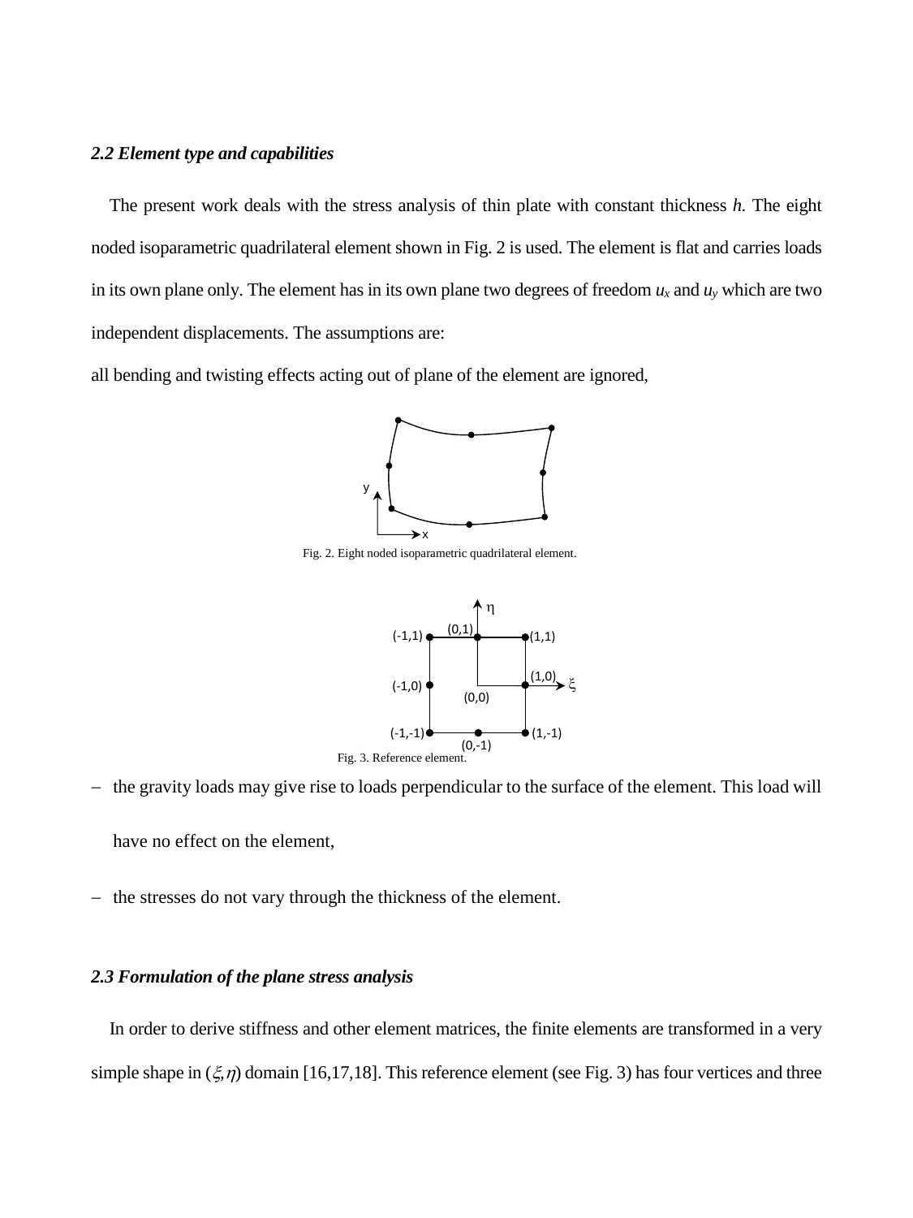### *2.2 Element type and capabilities*

The present work deals with the stress analysis of thin plate with constant thickness *h.* The eight noded isoparametric quadrilateral element shown in Fig. 2 is used. The element is flat and carries loads in its own plane only. The element has in its own plane two degrees of freedom $u_x$ and $u_y$ which are two independent displacements. The assumptions are:

all bending and twisting effects acting out of plane of the element are ignored,

Fig. 2. Eight noded isoparametric quadrilateral element.

Fig. 3. Reference element.

- the gravity loads may give rise to loads perpendicular to the surface of the element. This load will have no effect on the element,
- the stresses do not vary through the thickness of the element.

### *2.3 Formulation of the plane stress analysis*

In order to derive stiffness and other element matrices, the finite elements are transformed in a very simple shape in $(\xi,\eta)$ domain [16,17,18]. This reference element (see Fig. 3) has four vertices and three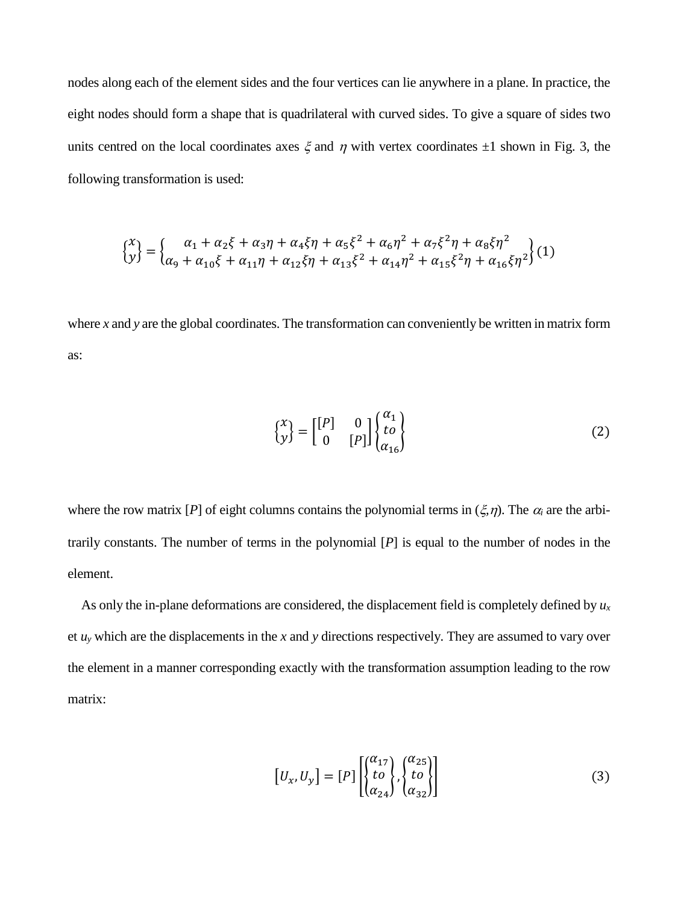nodes along each of the element sides and the four vertices can lie anywhere in a plane. In practice, the eight nodes should form a shape that is quadrilateral with curved sides. To give a square of sides two units centred on the local coordinates axes $\xi$ and $\eta$ with vertex coordinates ±1 shown in Fig. 3, the following transformation is used:

$$\begin{Bmatrix} x \\ y \end{Bmatrix} = \begin{Bmatrix} \alpha_1 + \alpha_2\xi + \alpha_3\eta + \alpha_4\xi\eta + \alpha_5\xi^2 + \alpha_6\eta^2 + \alpha_7\xi^2\eta + \alpha_8\xi\eta^2 \\ \alpha_9 + \alpha_{10}\xi + \alpha_{11}\eta + \alpha_{12}\xi\eta + \alpha_{13}\xi^2 + \alpha_{14}\eta^2 + \alpha_{15}\xi^2\eta + \alpha_{16}\xi\eta^2 \end{Bmatrix} \quad (1)$$

where *x* and *y* are the global coordinates. The transformation can conveniently be written in matrix form as:

$$\begin{Bmatrix} x \\ y \end{Bmatrix} = \begin{bmatrix} [P] & 0 \\ 0 & [P] \end{bmatrix} \begin{Bmatrix} \alpha_1 \\ to \\ \alpha_{16} \end{Bmatrix} \quad (2)$$

where the row matrix $[P]$ of eight columns contains the polynomial terms in $(\xi,\eta)$. The $\alpha_i$ are the arbitrarily constants. The number of terms in the polynomial $[P]$ is equal to the number of nodes in the element.

As only the in-plane deformations are considered, the displacement field is completely defined by $u_x$ et $u_y$ which are the displacements in the *x* and *y* directions respectively. They are assumed to vary over the element in a manner corresponding exactly with the transformation assumption leading to the row matrix:

$$[U_x, U_y] = [P] \left[ \begin{Bmatrix} \alpha_{17} \\ to \\ \alpha_{24} \end{Bmatrix}, \begin{Bmatrix} \alpha_{25} \\ to \\ \alpha_{32} \end{Bmatrix} \right] \quad (3)$$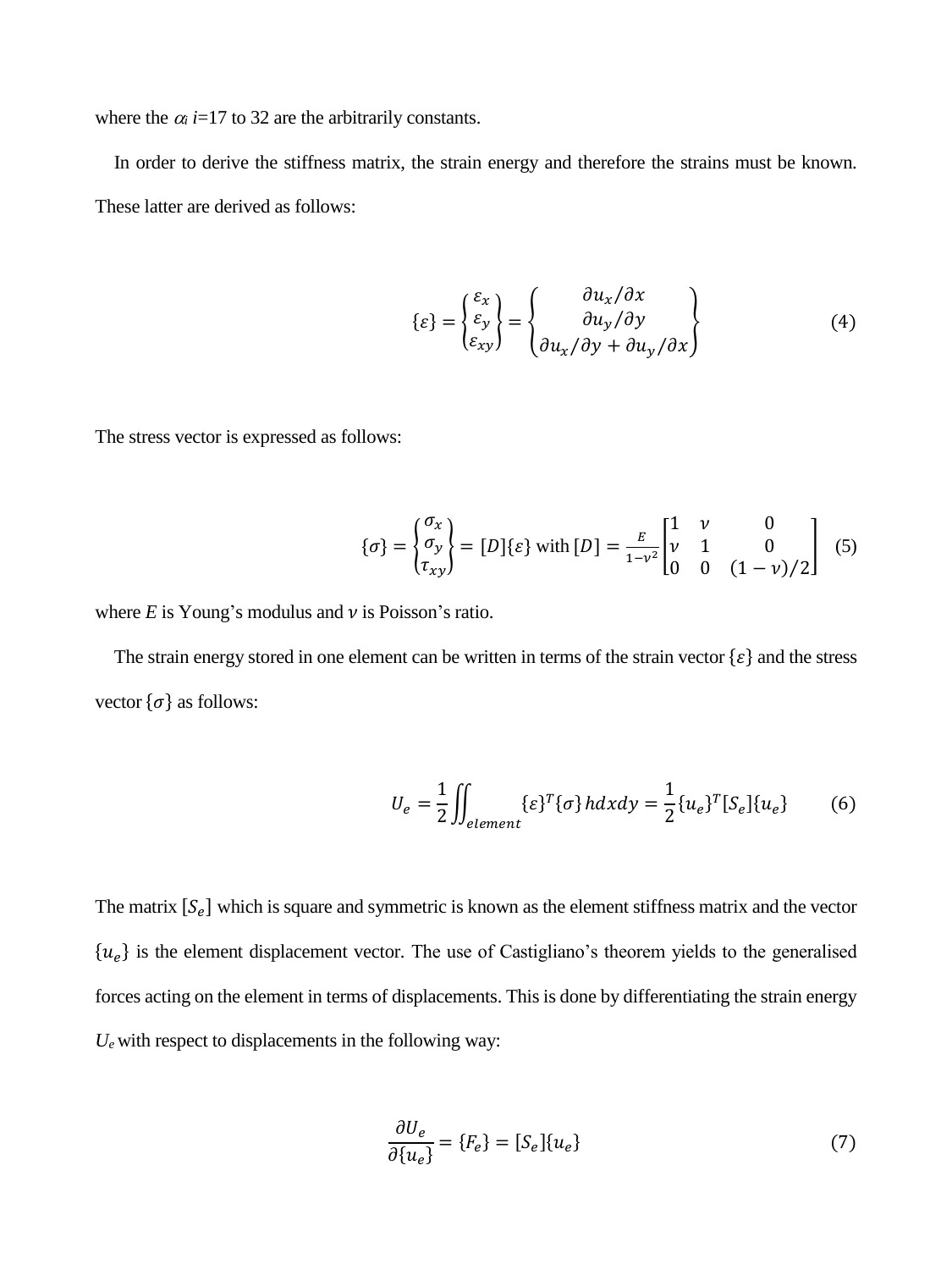where the $\alpha_i$ $i$=17 to 32 are the arbitrarily constants.

In order to derive the stiffness matrix, the strain energy and therefore the strains must be known. These latter are derived as follows:

$$\{\varepsilon\} = \begin{Bmatrix} \varepsilon_x \\ \varepsilon_y \\ \varepsilon_{xy} \end{Bmatrix} = \begin{Bmatrix} \partial u_x/\partial x \\ \partial u_y/\partial y \\ \partial u_x/\partial y + \partial u_y/\partial x \end{Bmatrix} \tag{4}$$

The stress vector is expressed as follows:

$$\{\sigma\} = \begin{Bmatrix} \sigma_x \\ \sigma_y \\ \tau_{xy} \end{Bmatrix} = [D]\{\varepsilon\} \text{ with } [D] = \frac{E}{1-\nu^2}\begin{bmatrix} 1 & \nu & 0 \\ \nu & 1 & 0 \\ 0 & 0 & (1-\nu)/2 \end{bmatrix} \tag{5}$$

where $E$ is Young's modulus and $\nu$ is Poisson's ratio.

The strain energy stored in one element can be written in terms of the strain vector $\{\varepsilon\}$ and the stress vector $\{\sigma\}$ as follows:

$$U_e = \frac{1}{2}\iint_{element} \{\varepsilon\}^T\{\sigma\}\, h dx dy = \frac{1}{2}\{u_e\}^T[S_e]\{u_e\} \tag{6}$$

The matrix $[S_e]$ which is square and symmetric is known as the element stiffness matrix and the vector $\{u_e\}$ is the element displacement vector. The use of Castigliano's theorem yields to the generalised forces acting on the element in terms of displacements. This is done by differentiating the strain energy $U_e$ with respect to displacements in the following way:

$$\frac{\partial U_e}{\partial \{u_e\}} = \{F_e\} = [S_e]\{u_e\} \tag{7}$$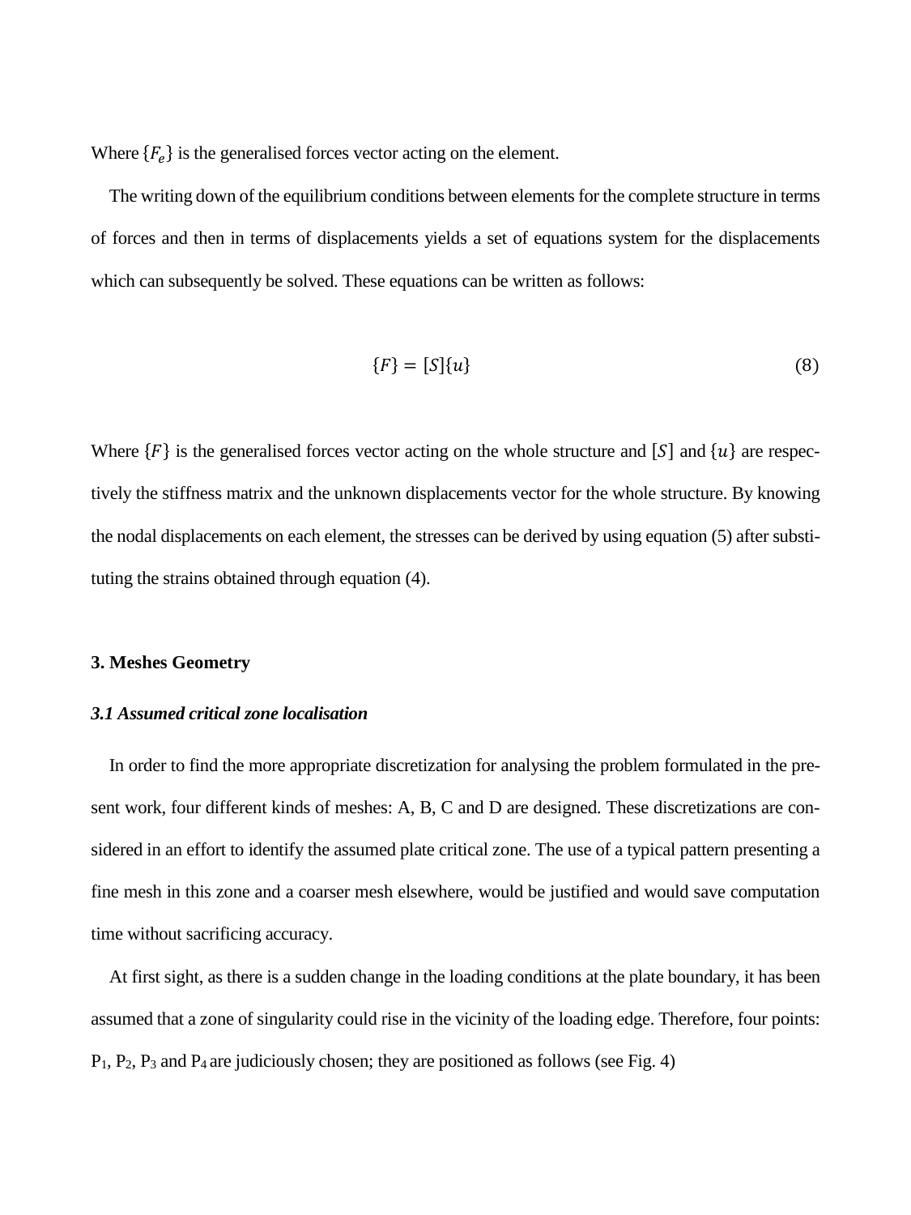Where $\{F_e\}$ is the generalised forces vector acting on the element.

The writing down of the equilibrium conditions between elements for the complete structure in terms of forces and then in terms of displacements yields a set of equations system for the displacements which can subsequently be solved. These equations can be written as follows:

$$\{F\} = [S]\{u\} \tag{8}$$

Where $\{F\}$ is the generalised forces vector acting on the whole structure and $[S]$ and $\{u\}$ are respectively the stiffness matrix and the unknown displacements vector for the whole structure. By knowing the nodal displacements on each element, the stresses can be derived by using equation (5) after substituting the strains obtained through equation (4).

## 3. Meshes Geometry

### *3.1 Assumed critical zone localisation*

In order to find the more appropriate discretization for analysing the problem formulated in the present work, four different kinds of meshes: A, B, C and D are designed. These discretizations are considered in an effort to identify the assumed plate critical zone. The use of a typical pattern presenting a fine mesh in this zone and a coarser mesh elsewhere, would be justified and would save computation time without sacrificing accuracy.

At first sight, as there is a sudden change in the loading conditions at the plate boundary, it has been assumed that a zone of singularity could rise in the vicinity of the loading edge. Therefore, four points: $P_1$, $P_2$, $P_3$ and $P_4$ are judiciously chosen; they are positioned as follows (see Fig. 4)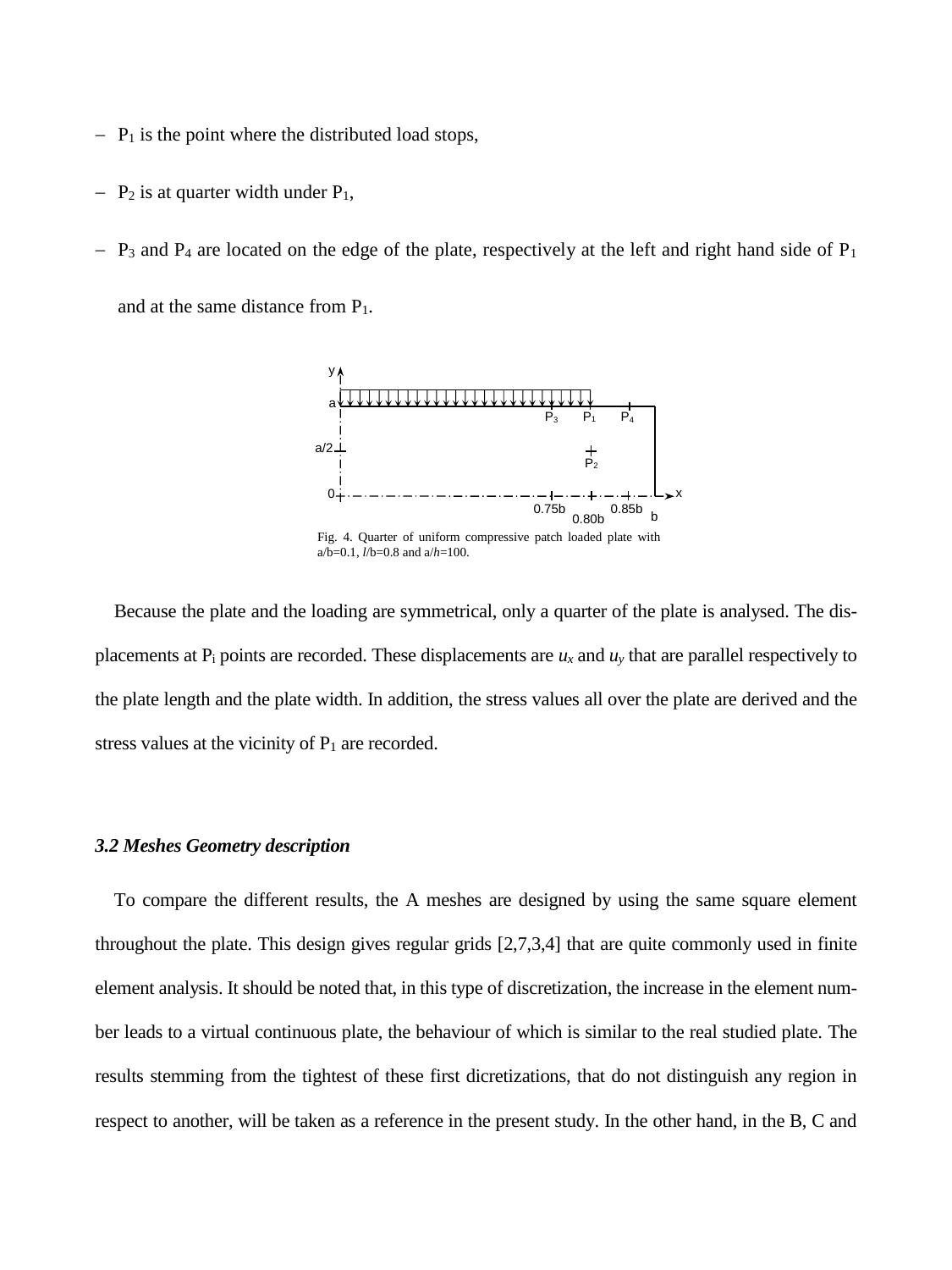- $P_1$ is the point where the distributed load stops,
- $P_2$ is at quarter width under $P_1$,
- $P_3$ and $P_4$ are located on the edge of the plate, respectively at the left and right hand side of $P_1$ and at the same distance from $P_1$.

Fig. 4. Quarter of uniform compressive patch loaded plate with a/b=0.1, $l$/b=0.8 and a/$h$=100.

Because the plate and the loading are symmetrical, only a quarter of the plate is analysed. The displacements at $P_i$ points are recorded. These displacements are $u_x$ and $u_y$ that are parallel respectively to the plate length and the plate width. In addition, the stress values all over the plate are derived and the stress values at the vicinity of $P_1$ are recorded.

### *3.2 Meshes Geometry description*

To compare the different results, the A meshes are designed by using the same square element throughout the plate. This design gives regular grids [2,7,3,4] that are quite commonly used in finite element analysis. It should be noted that, in this type of discretization, the increase in the element number leads to a virtual continuous plate, the behaviour of which is similar to the real studied plate. The results stemming from the tightest of these first dicretizations, that do not distinguish any region in respect to another, will be taken as a reference in the present study. In the other hand, in the B, C and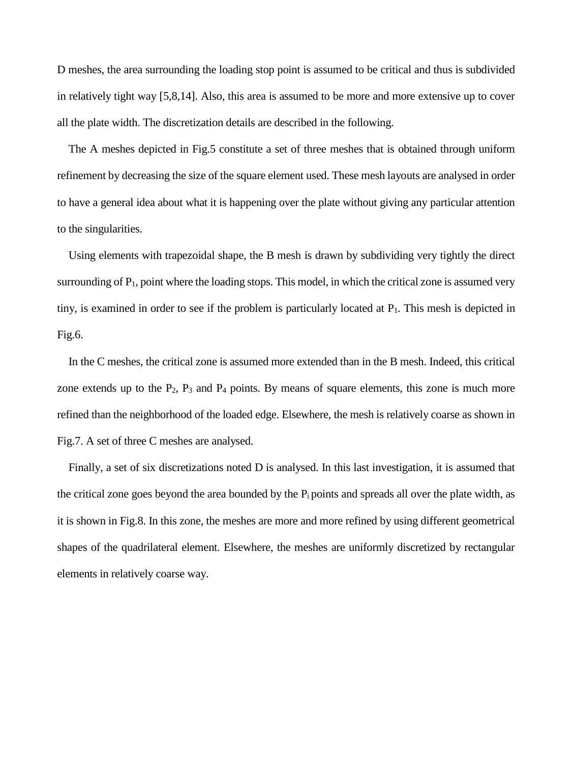D meshes, the area surrounding the loading stop point is assumed to be critical and thus is subdivided in relatively tight way [5,8,14]. Also, this area is assumed to be more and more extensive up to cover all the plate width. The discretization details are described in the following.

The A meshes depicted in Fig.5 constitute a set of three meshes that is obtained through uniform refinement by decreasing the size of the square element used. These mesh layouts are analysed in order to have a general idea about what it is happening over the plate without giving any particular attention to the singularities.

Using elements with trapezoidal shape, the B mesh is drawn by subdividing very tightly the direct surrounding of $P_1$, point where the loading stops. This model, in which the critical zone is assumed very tiny, is examined in order to see if the problem is particularly located at $P_1$. This mesh is depicted in Fig.6.

In the C meshes, the critical zone is assumed more extended than in the B mesh. Indeed, this critical zone extends up to the $P_2$, $P_3$ and $P_4$ points. By means of square elements, this zone is much more refined than the neighborhood of the loaded edge. Elsewhere, the mesh is relatively coarse as shown in Fig.7. A set of three C meshes are analysed.

Finally, a set of six discretizations noted D is analysed. In this last investigation, it is assumed that the critical zone goes beyond the area bounded by the $P_i$ points and spreads all over the plate width, as it is shown in Fig.8. In this zone, the meshes are more and more refined by using different geometrical shapes of the quadrilateral element. Elsewhere, the meshes are uniformly discretized by rectangular elements in relatively coarse way.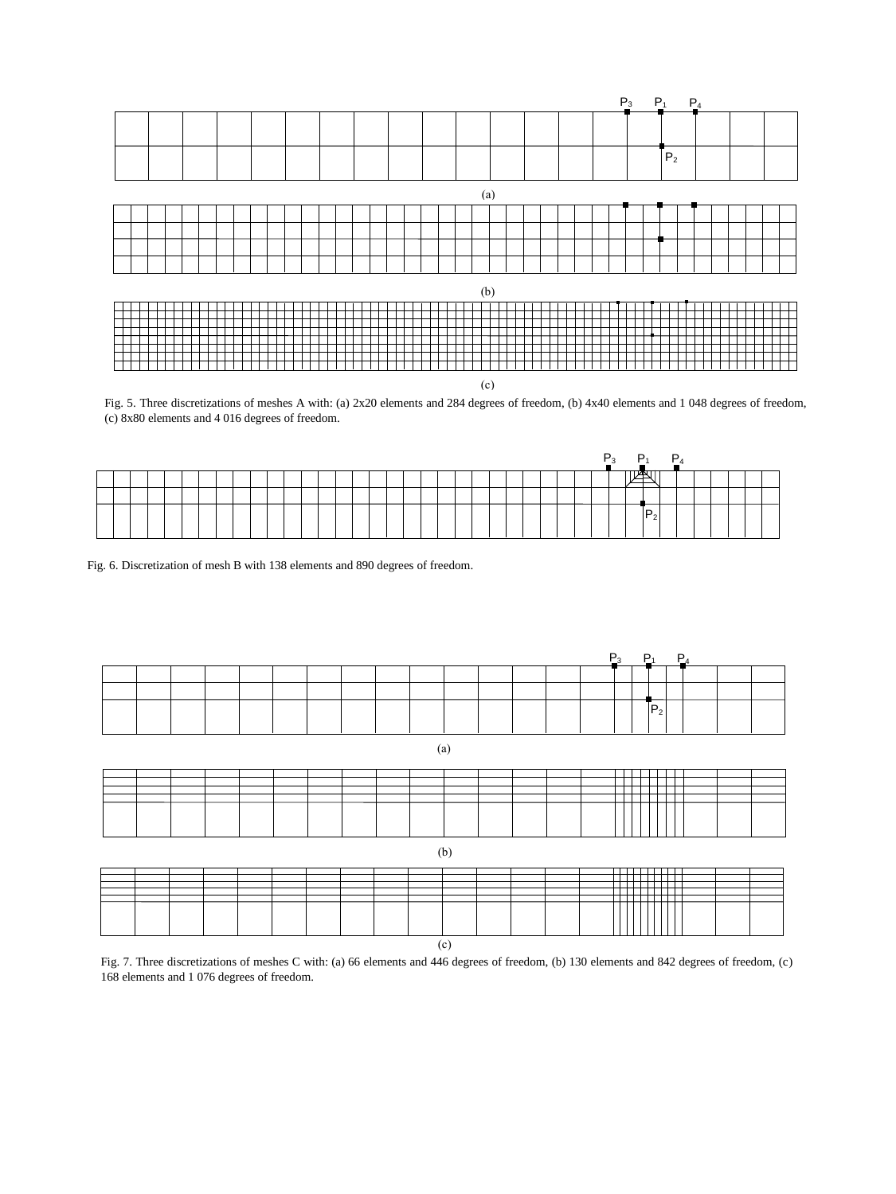(a)

(b)

(c)

Fig. 5. Three discretizations of meshes A with: (a) 2x20 elements and 284 degrees of freedom, (b) 4x40 elements and 1 048 degrees of freedom, (c) 8x80 elements and 4 016 degrees of freedom.

Fig. 6. Discretization of mesh B with 138 elements and 890 degrees of freedom.

(a)

(b)

(c)

Fig. 7. Three discretizations of meshes C with: (a) 66 elements and 446 degrees of freedom, (b) 130 elements and 842 degrees of freedom, (c) 168 elements and 1 076 degrees of freedom.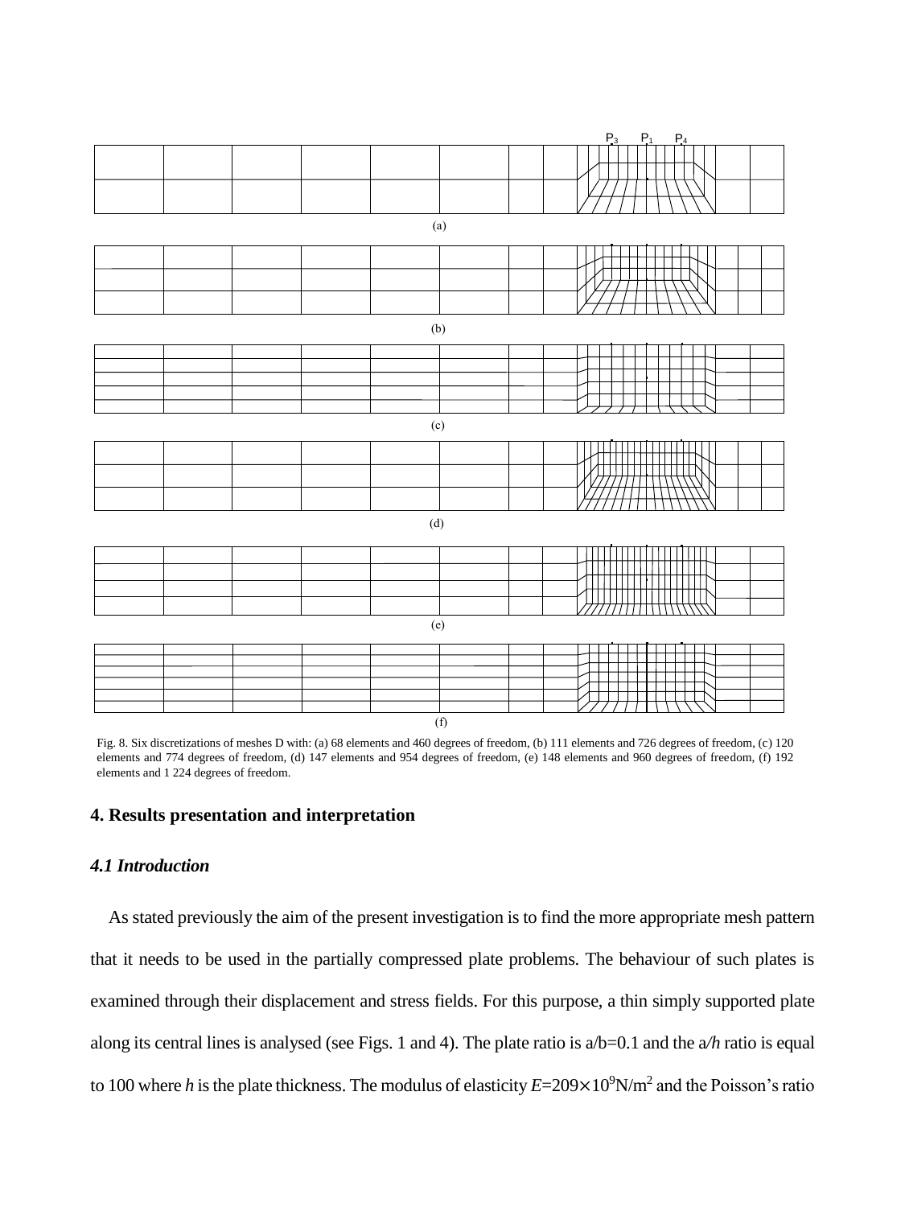Fig. 8. Six discretizations of meshes D with: (a) 68 elements and 460 degrees of freedom, (b) 111 elements and 726 degrees of freedom, (c) 120 elements and 774 degrees of freedom, (d) 147 elements and 954 degrees of freedom, (e) 148 elements and 960 degrees of freedom, (f) 192 elements and 1 224 degrees of freedom.

## 4. Results presentation and interpretation

### *4.1 Introduction*

As stated previously the aim of the present investigation is to find the more appropriate mesh pattern that it needs to be used in the partially compressed plate problems. The behaviour of such plates is examined through their displacement and stress fields. For this purpose, a thin simply supported plate along its central lines is analysed (see Figs. 1 and 4). The plate ratio is a/b=0.1 and the $a/h$ ratio is equal to 100 where $h$ is the plate thickness. The modulus of elasticity $E$=209$\times$10$^9$N/m$^2$ and the Poisson's ratio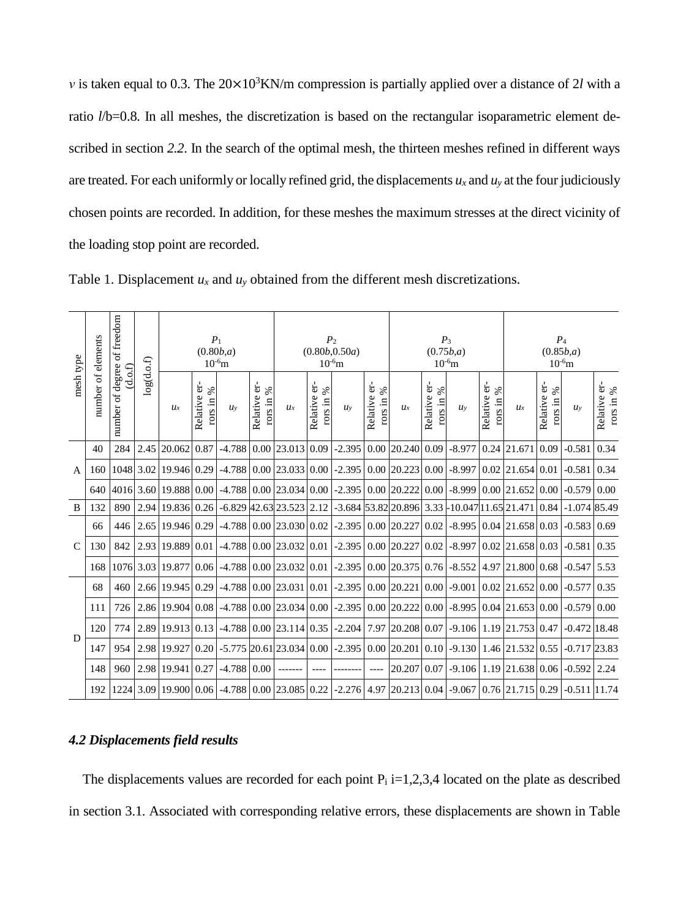$v$ is taken equal to 0.3. The $20\times10^3$KN/m compression is partially applied over a distance of $2l$ with a ratio $l/b=0.8$. In all meshes, the discretization is based on the rectangular isoparametric element described in section *2.2.* In the search of the optimal mesh, the thirteen meshes refined in different ways are treated. For each uniformly or locally refined grid, the displacements $u_x$ and $u_y$ at the four judiciously chosen points are recorded. In addition, for these meshes the maximum stresses at the direct vicinity of the loading stop point are recorded.

Table 1. Displacement $u_x$ and $u_y$ obtained from the different mesh discretizations.

| mesh type | number of elements | number of degree of freedom (d.o.f) | log(d.o.f) | $P_1$ $(0.80b,a)$ $10^{-6}$m | | | | $P_2$ $(0.80b,0.50a)$ $10^{-6}$m | | | | $P_3$ $(0.75b,a)$ $10^{-6}$m | | | | $P_4$ $(0.85b,a)$ $10^{-6}$m | | | |
|---|---|---|---|---|---|---|---|---|---|---|---|---|---|---|---|---|---|---|---|
| | | | | $u_x$ | Relative errors in % | $u_y$ | Relative errors in % | $u_x$ | Relative errors in % | $u_y$ | Relative errors in % | $u_x$ | Relative errors in % | $u_y$ | Relative errors in % | $u_x$ | Relative errors in % | $u_y$ | Relative errors in % |
| A | 40 | 284 | 2.45 | 20.062 | 0.87 | -4.788 | 0.00 | 23.013 | 0.09 | -2.395 | 0.00 | 20.240 | 0.09 | -8.977 | 0.24 | 21.671 | 0.09 | -0.581 | 0.34 |
| | 160 | 1048 | 3.02 | 19.946 | 0.29 | -4.788 | 0.00 | 23.033 | 0.00 | -2.395 | 0.00 | 20.223 | 0.00 | -8.997 | 0.02 | 21.654 | 0.01 | -0.581 | 0.34 |
| | 640 | 4016 | 3.60 | 19.888 | 0.00 | -4.788 | 0.00 | 23.034 | 0.00 | -2.395 | 0.00 | 20.222 | 0.00 | -8.999 | 0.00 | 21.652 | 0.00 | -0.579 | 0.00 |
| B | 132 | 890 | 2.94 | 19.836 | 0.26 | -6.829 | 42.63 | 23.523 | 2.12 | -3.684 | 53.82 | 20.896 | 3.33 | -10.047 | 11.65 | 21.471 | 0.84 | -1.074 | 85.49 |
| C | 66 | 446 | 2.65 | 19.946 | 0.29 | -4.788 | 0.00 | 23.030 | 0.02 | -2.395 | 0.00 | 20.227 | 0.02 | -8.995 | 0.04 | 21.658 | 0.03 | -0.583 | 0.69 |
| | 130 | 842 | 2.93 | 19.889 | 0.01 | -4.788 | 0.00 | 23.032 | 0.01 | -2.395 | 0.00 | 20.227 | 0.02 | -8.997 | 0.02 | 21.658 | 0.03 | -0.581 | 0.35 |
| | 168 | 1076 | 3.03 | 19.877 | 0.06 | -4.788 | 0.00 | 23.032 | 0.01 | -2.395 | 0.00 | 20.375 | 0.76 | -8.552 | 4.97 | 21.800 | 0.68 | -0.547 | 5.53 |
| D | 68 | 460 | 2.66 | 19.945 | 0.29 | -4.788 | 0.00 | 23.031 | 0.01 | -2.395 | 0.00 | 20.221 | 0.00 | -9.001 | 0.02 | 21.652 | 0.00 | -0.577 | 0.35 |
| | 111 | 726 | 2.86 | 19.904 | 0.08 | -4.788 | 0.00 | 23.034 | 0.00 | -2.395 | 0.00 | 20.222 | 0.00 | -8.995 | 0.04 | 21.653 | 0.00 | -0.579 | 0.00 |
| | 120 | 774 | 2.89 | 19.913 | 0.13 | -4.788 | 0.00 | 23.114 | 0.35 | -2.204 | 7.97 | 20.208 | 0.07 | -9.106 | 1.19 | 21.753 | 0.47 | -0.472 | 18.48 |
| | 147 | 954 | 2.98 | 19.927 | 0.20 | -5.775 | 20.61 | 23.034 | 0.00 | -2.395 | 0.00 | 20.201 | 0.10 | -9.130 | 1.46 | 21.532 | 0.55 | -0.717 | 23.83 |
| | 148 | 960 | 2.98 | 19.941 | 0.27 | -4.788 | 0.00 | ------- | ---- | -------- | ---- | 20.207 | 0.07 | -9.106 | 1.19 | 21.638 | 0.06 | -0.592 | 2.24 |
| | 192 | 1224 | 3.09 | 19.900 | 0.06 | -4.788 | 0.00 | 23.085 | 0.22 | -2.276 | 4.97 | 20.213 | 0.04 | -9.067 | 0.76 | 21.715 | 0.29 | -0.511 | 11.74 |

### *4.2 Displacements field results*

The displacements values are recorded for each point $P_i$ i=1,2,3,4 located on the plate as described in section 3.1. Associated with corresponding relative errors, these displacements are shown in Table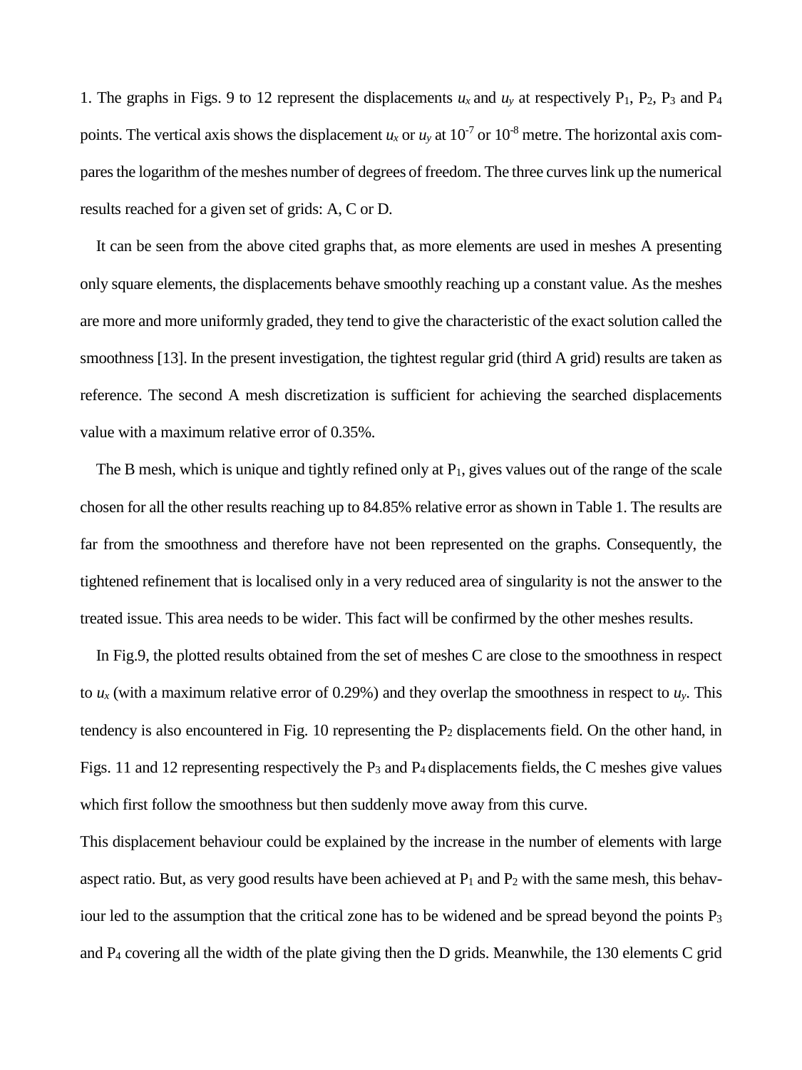1. The graphs in Figs. 9 to 12 represent the displacements $u_x$ and $u_y$ at respectively $P_1$, $P_2$, $P_3$ and $P_4$ points. The vertical axis shows the displacement $u_x$ or $u_y$ at $10^{-7}$ or $10^{-8}$ metre. The horizontal axis compares the logarithm of the meshes number of degrees of freedom. The three curves link up the numerical results reached for a given set of grids: A, C or D.

It can be seen from the above cited graphs that, as more elements are used in meshes A presenting only square elements, the displacements behave smoothly reaching up a constant value. As the meshes are more and more uniformly graded, they tend to give the characteristic of the exact solution called the smoothness [13]. In the present investigation, the tightest regular grid (third A grid) results are taken as reference. The second A mesh discretization is sufficient for achieving the searched displacements value with a maximum relative error of 0.35%.

The B mesh, which is unique and tightly refined only at $P_1$, gives values out of the range of the scale chosen for all the other results reaching up to 84.85% relative error as shown in Table 1. The results are far from the smoothness and therefore have not been represented on the graphs. Consequently, the tightened refinement that is localised only in a very reduced area of singularity is not the answer to the treated issue. This area needs to be wider. This fact will be confirmed by the other meshes results.

In Fig.9, the plotted results obtained from the set of meshes C are close to the smoothness in respect to $u_x$ (with a maximum relative error of 0.29%) and they overlap the smoothness in respect to $u_y$. This tendency is also encountered in Fig. 10 representing the $P_2$ displacements field. On the other hand, in Figs. 11 and 12 representing respectively the $P_3$ and $P_4$ displacements fields, the C meshes give values which first follow the smoothness but then suddenly move away from this curve.

This displacement behaviour could be explained by the increase in the number of elements with large aspect ratio. But, as very good results have been achieved at $P_1$ and $P_2$ with the same mesh, this behaviour led to the assumption that the critical zone has to be widened and be spread beyond the points $P_3$ and $P_4$ covering all the width of the plate giving then the D grids. Meanwhile, the 130 elements C grid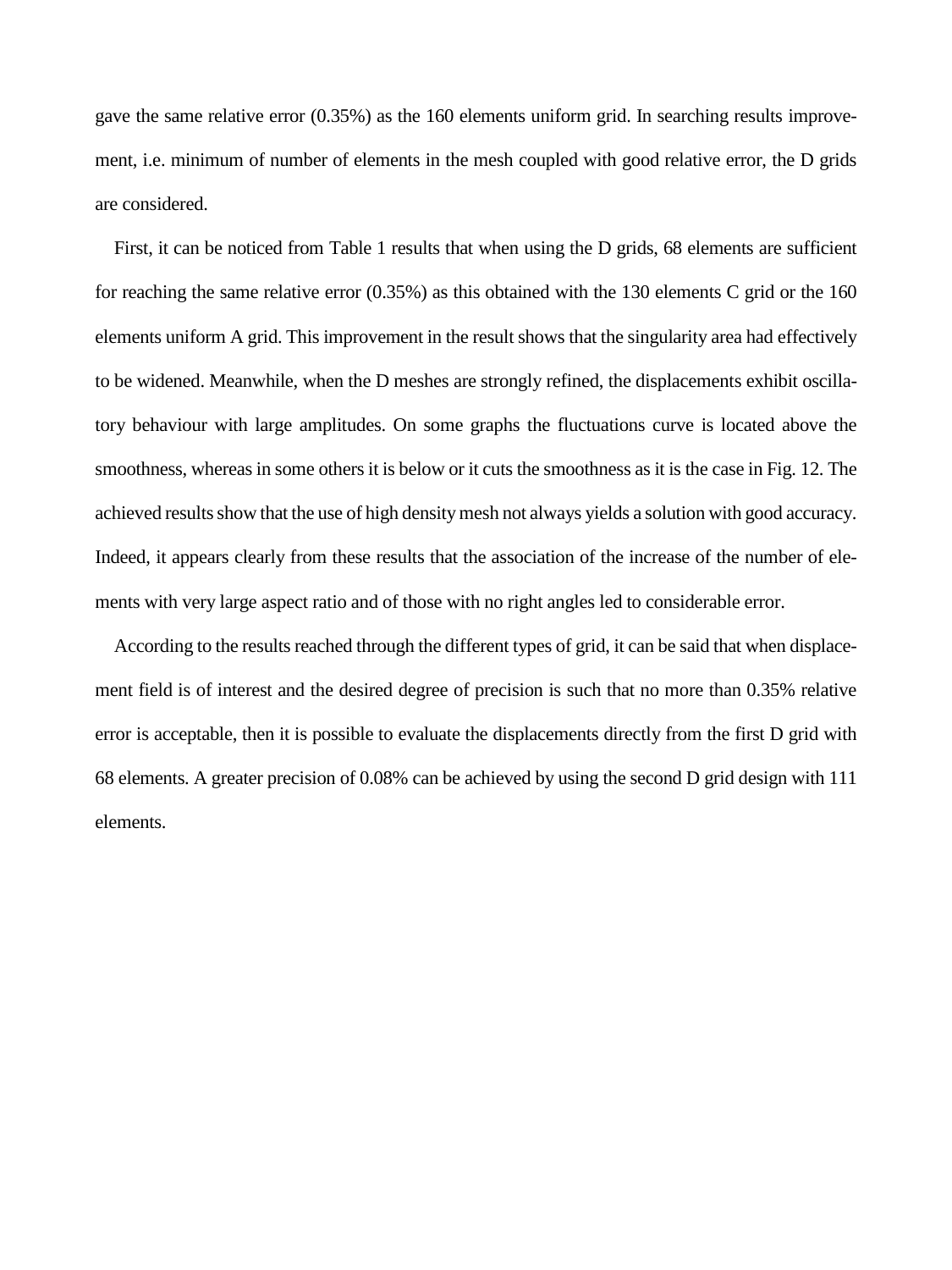gave the same relative error (0.35%) as the 160 elements uniform grid. In searching results improvement, i.e. minimum of number of elements in the mesh coupled with good relative error, the D grids are considered.

First, it can be noticed from Table 1 results that when using the D grids, 68 elements are sufficient for reaching the same relative error (0.35%) as this obtained with the 130 elements C grid or the 160 elements uniform A grid. This improvement in the result shows that the singularity area had effectively to be widened. Meanwhile, when the D meshes are strongly refined, the displacements exhibit oscillatory behaviour with large amplitudes. On some graphs the fluctuations curve is located above the smoothness, whereas in some others it is below or it cuts the smoothness as it is the case in Fig. 12. The achieved results show that the use of high density mesh not always yields a solution with good accuracy. Indeed, it appears clearly from these results that the association of the increase of the number of elements with very large aspect ratio and of those with no right angles led to considerable error.

According to the results reached through the different types of grid, it can be said that when displacement field is of interest and the desired degree of precision is such that no more than 0.35% relative error is acceptable, then it is possible to evaluate the displacements directly from the first D grid with 68 elements. A greater precision of 0.08% can be achieved by using the second D grid design with 111 elements.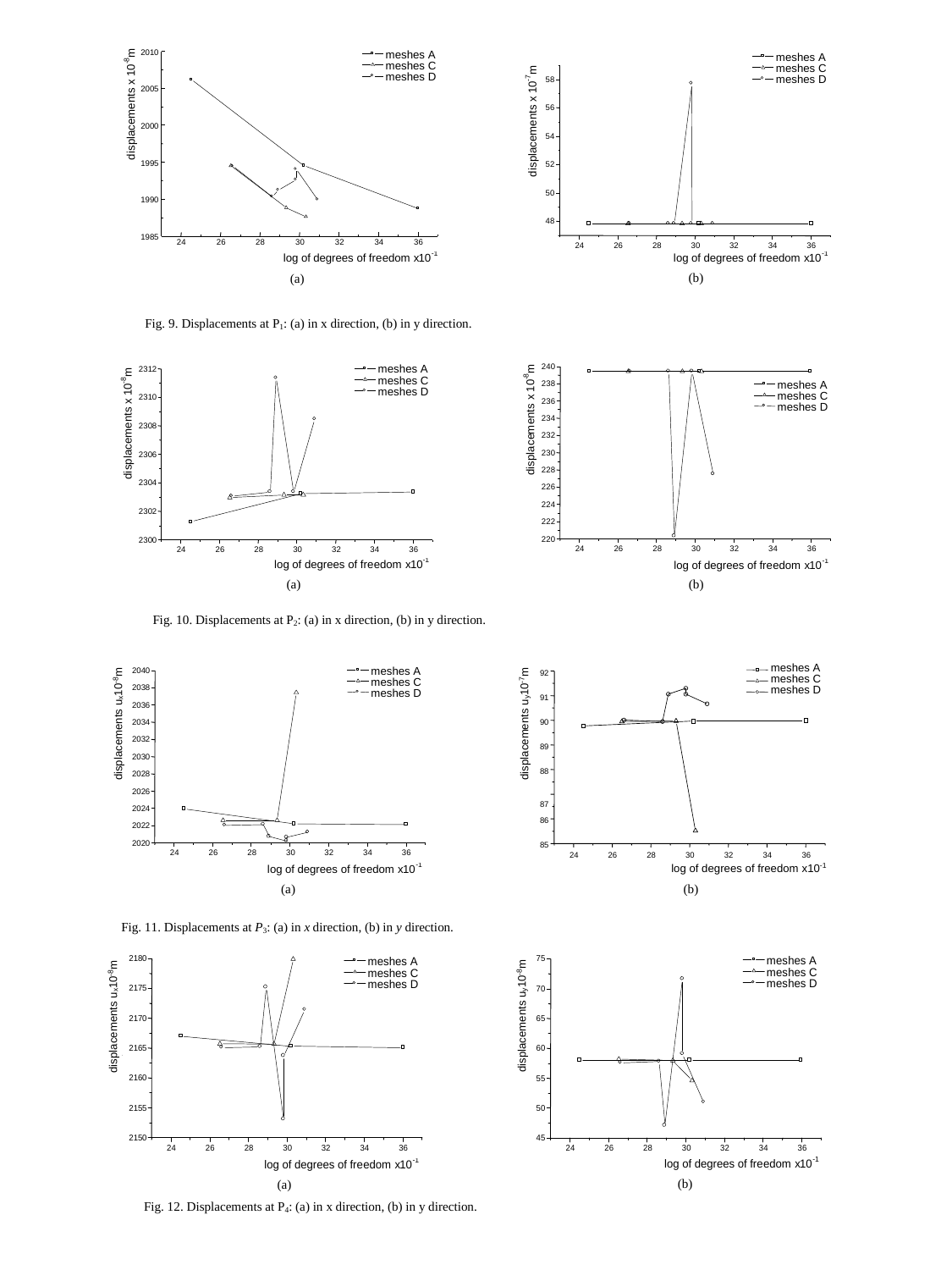(a)

(b)

Fig. 9. Displacements at $P_1$: (a) in x direction, (b) in y direction.

(a)

(b)

Fig. 10. Displacements at $P_2$: (a) in x direction, (b) in y direction.

(a)

(b)

Fig. 11. Displacements at $P_3$: (a) in *x* direction, (b) in *y* direction.

(a)

(b)

Fig. 12. Displacements at $P_4$: (a) in x direction, (b) in y direction.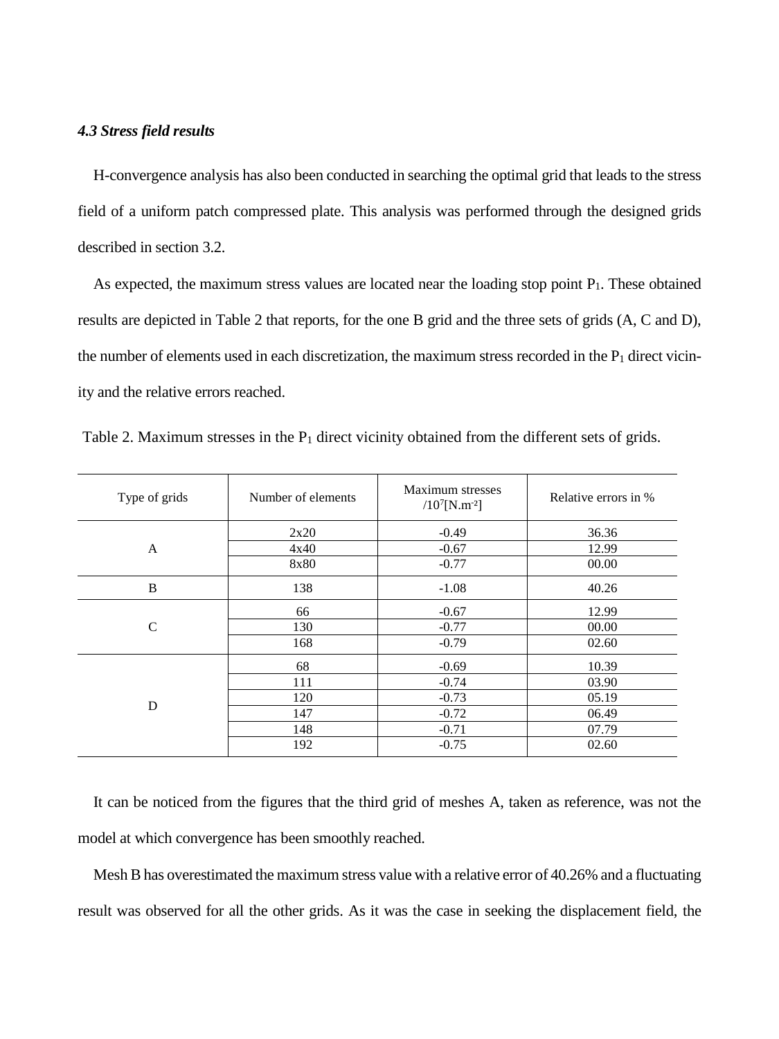### *4.3 Stress field results*

H-convergence analysis has also been conducted in searching the optimal grid that leads to the stress field of a uniform patch compressed plate. This analysis was performed through the designed grids described in section 3.2.

As expected, the maximum stress values are located near the loading stop point $P_1$. These obtained results are depicted in Table 2 that reports, for the one B grid and the three sets of grids (A, C and D), the number of elements used in each discretization, the maximum stress recorded in the $P_1$ direct vicinity and the relative errors reached.

Table 2. Maximum stresses in the $P_1$ direct vicinity obtained from the different sets of grids.

| Type of grids | Number of elements | Maximum stresses $/10^7$[N.m$^{-2}$] | Relative errors in % |
|---|---|---|---|
| A | 2x20 | -0.49 | 36.36 |
| | 4x40 | -0.67 | 12.99 |
| | 8x80 | -0.77 | 00.00 |
| B | 138 | -1.08 | 40.26 |
| C | 66 | -0.67 | 12.99 |
| | 130 | -0.77 | 00.00 |
| | 168 | -0.79 | 02.60 |
| D | 68 | -0.69 | 10.39 |
| | 111 | -0.74 | 03.90 |
| | 120 | -0.73 | 05.19 |
| | 147 | -0.72 | 06.49 |
| | 148 | -0.71 | 07.79 |
| | 192 | -0.75 | 02.60 |

It can be noticed from the figures that the third grid of meshes A, taken as reference, was not the model at which convergence has been smoothly reached.

Mesh B has overestimated the maximum stress value with a relative error of 40.26% and a fluctuating result was observed for all the other grids. As it was the case in seeking the displacement field, the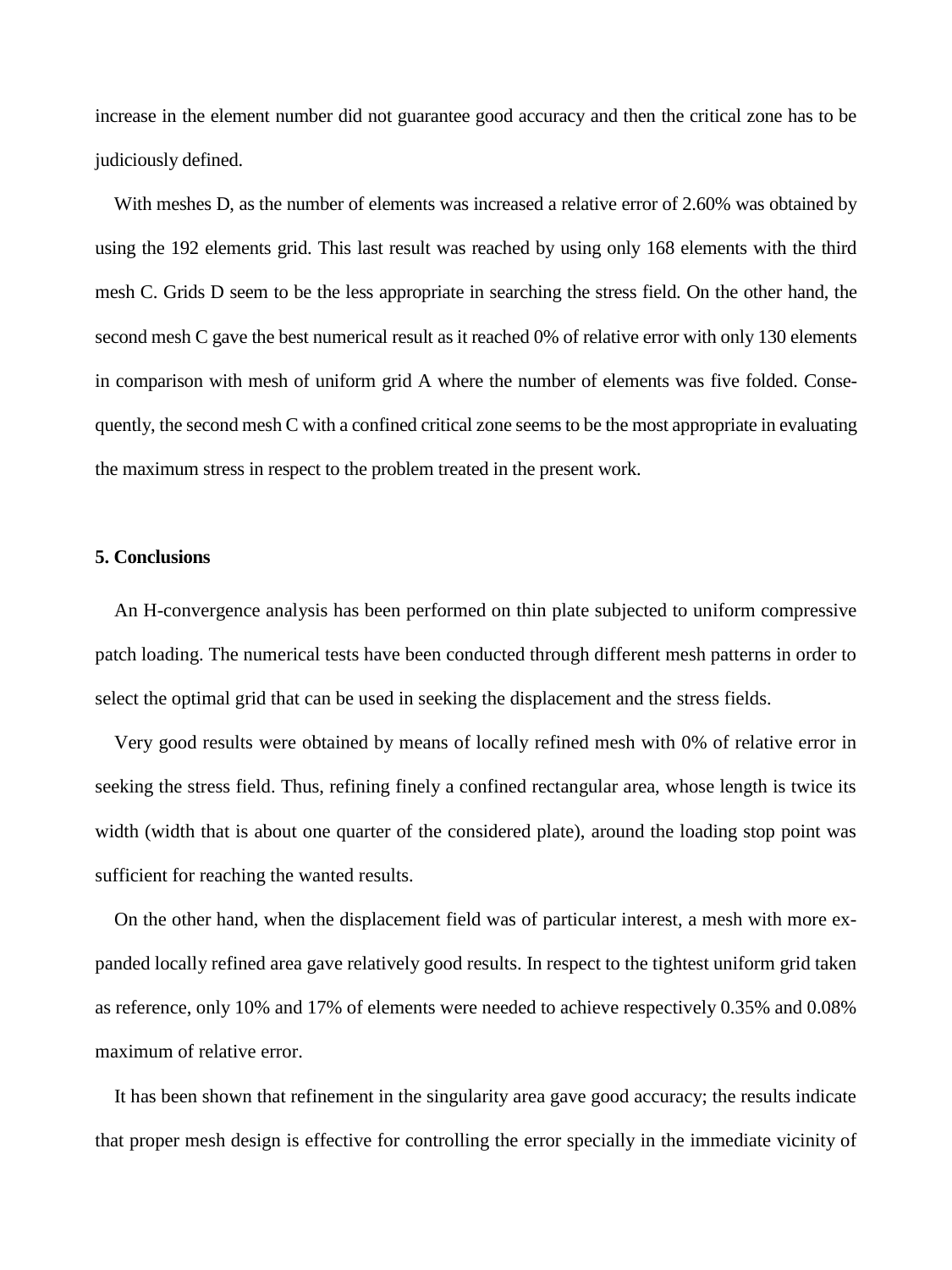increase in the element number did not guarantee good accuracy and then the critical zone has to be judiciously defined.

With meshes D, as the number of elements was increased a relative error of 2.60% was obtained by using the 192 elements grid. This last result was reached by using only 168 elements with the third mesh C. Grids D seem to be the less appropriate in searching the stress field. On the other hand, the second mesh C gave the best numerical result as it reached 0% of relative error with only 130 elements in comparison with mesh of uniform grid A where the number of elements was five folded. Consequently, the second mesh C with a confined critical zone seems to be the most appropriate in evaluating the maximum stress in respect to the problem treated in the present work.

## 5. Conclusions

An H-convergence analysis has been performed on thin plate subjected to uniform compressive patch loading. The numerical tests have been conducted through different mesh patterns in order to select the optimal grid that can be used in seeking the displacement and the stress fields.

Very good results were obtained by means of locally refined mesh with 0% of relative error in seeking the stress field. Thus, refining finely a confined rectangular area, whose length is twice its width (width that is about one quarter of the considered plate), around the loading stop point was sufficient for reaching the wanted results.

On the other hand, when the displacement field was of particular interest, a mesh with more expanded locally refined area gave relatively good results. In respect to the tightest uniform grid taken as reference, only 10% and 17% of elements were needed to achieve respectively 0.35% and 0.08% maximum of relative error.

It has been shown that refinement in the singularity area gave good accuracy; the results indicate that proper mesh design is effective for controlling the error specially in the immediate vicinity of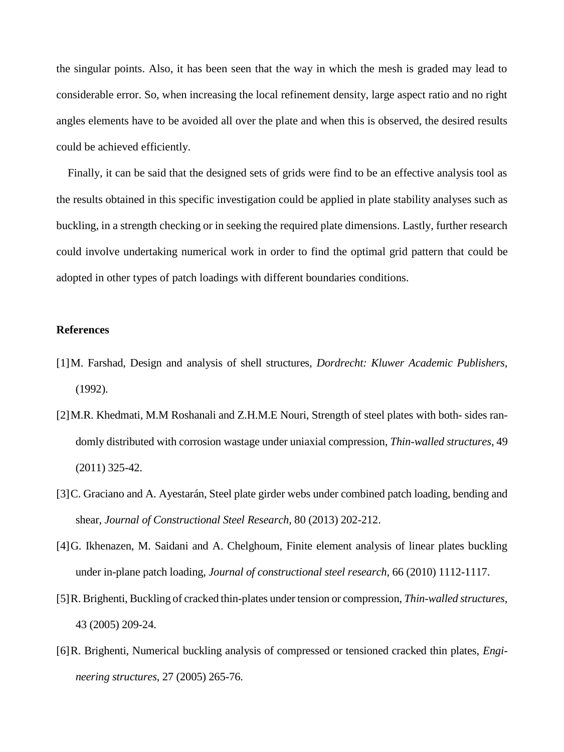the singular points. Also, it has been seen that the way in which the mesh is graded may lead to considerable error. So, when increasing the local refinement density, large aspect ratio and no right angles elements have to be avoided all over the plate and when this is observed, the desired results could be achieved efficiently.

Finally, it can be said that the designed sets of grids were find to be an effective analysis tool as the results obtained in this specific investigation could be applied in plate stability analyses such as buckling, in a strength checking or in seeking the required plate dimensions. Lastly, further research could involve undertaking numerical work in order to find the optimal grid pattern that could be adopted in other types of patch loadings with different boundaries conditions.

**References**

[1] M. Farshad, Design and analysis of shell structures, *Dordrecht: Kluwer Academic Publishers*, (1992).

[2] M.R. Khedmati, M.M Roshanali and Z.H.M.E Nouri, Strength of steel plates with both- sides randomly distributed with corrosion wastage under uniaxial compression, *Thin-walled structures*, 49 (2011) 325-42.

[3] C. Graciano and A. Ayestarán, Steel plate girder webs under combined patch loading, bending and shear, *Journal of Constructional Steel Research*, 80 (2013) 202-212.

[4] G. Ikhenazen, M. Saidani and A. Chelghoum, Finite element analysis of linear plates buckling under in-plane patch loading, *Journal of constructional steel research*, 66 (2010) 1112-1117.

[5] R. Brighenti, Buckling of cracked thin-plates under tension or compression, *Thin-walled structures*, 43 (2005) 209-24.

[6] R. Brighenti, Numerical buckling analysis of compressed or tensioned cracked thin plates, *Engineering structures*, 27 (2005) 265-76.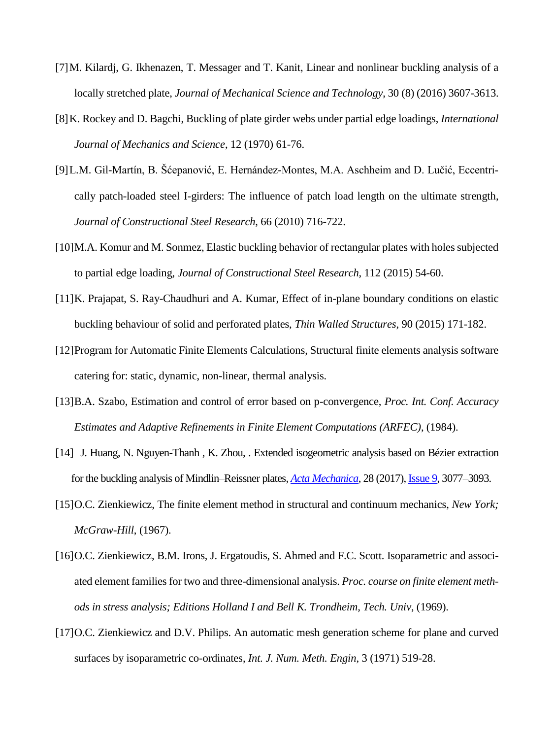[7] M. Kilardj, G. Ikhenazen, T. Messager and T. Kanit, Linear and nonlinear buckling analysis of a locally stretched plate, *Journal of Mechanical Science and Technology*, 30 (8) (2016) 3607-3613.

[8] K. Rockey and D. Bagchi, Buckling of plate girder webs under partial edge loadings, *International Journal of Mechanics and Science*, 12 (1970) 61-76.

[9] L.M. Gil-Martín, B. Šćepanović, E. Hernández-Montes, M.A. Aschheim and D. Lučić, Eccentrically patch-loaded steel I-girders: The influence of patch load length on the ultimate strength, *Journal of Constructional Steel Research*, 66 (2010) 716-722.

[10] M.A. Komur and M. Sonmez, Elastic buckling behavior of rectangular plates with holes subjected to partial edge loading, *Journal of Constructional Steel Research*, 112 (2015) 54-60.

[11] K. Prajapat, S. Ray-Chaudhuri and A. Kumar, Effect of in-plane boundary conditions on elastic buckling behaviour of solid and perforated plates, *Thin Walled Structures*, 90 (2015) 171-182.

[12] Program for Automatic Finite Elements Calculations, Structural finite elements analysis software catering for: static, dynamic, non-linear, thermal analysis.

[13] B.A. Szabo, Estimation and control of error based on p-convergence, *Proc. Int. Conf. Accuracy Estimates and Adaptive Refinements in Finite Element Computations (ARFEC)*, (1984).

[14] J. Huang, N. Nguyen-Thanh , K. Zhou, . Extended isogeometric analysis based on Bézier extraction for the buckling analysis of Mindlin–Reissner plates, *Acta Mechanica*, 28 (2017), Issue 9, 3077–3093.

[15] O.C. Zienkiewicz, The finite element method in structural and continuum mechanics, *New York; McGraw-Hill*, (1967).

[16] O.C. Zienkiewicz, B.M. Irons, J. Ergatoudis, S. Ahmed and F.C. Scott. Isoparametric and associated element families for two and three-dimensional analysis. *Proc. course on finite element methods in stress analysis; Editions Holland I and Bell K. Trondheim, Tech. Univ*, (1969).

[17] O.C. Zienkiewicz and D.V. Philips. An automatic mesh generation scheme for plane and curved surfaces by isoparametric co-ordinates, *Int. J. Num. Meth. Engin*, 3 (1971) 519-28.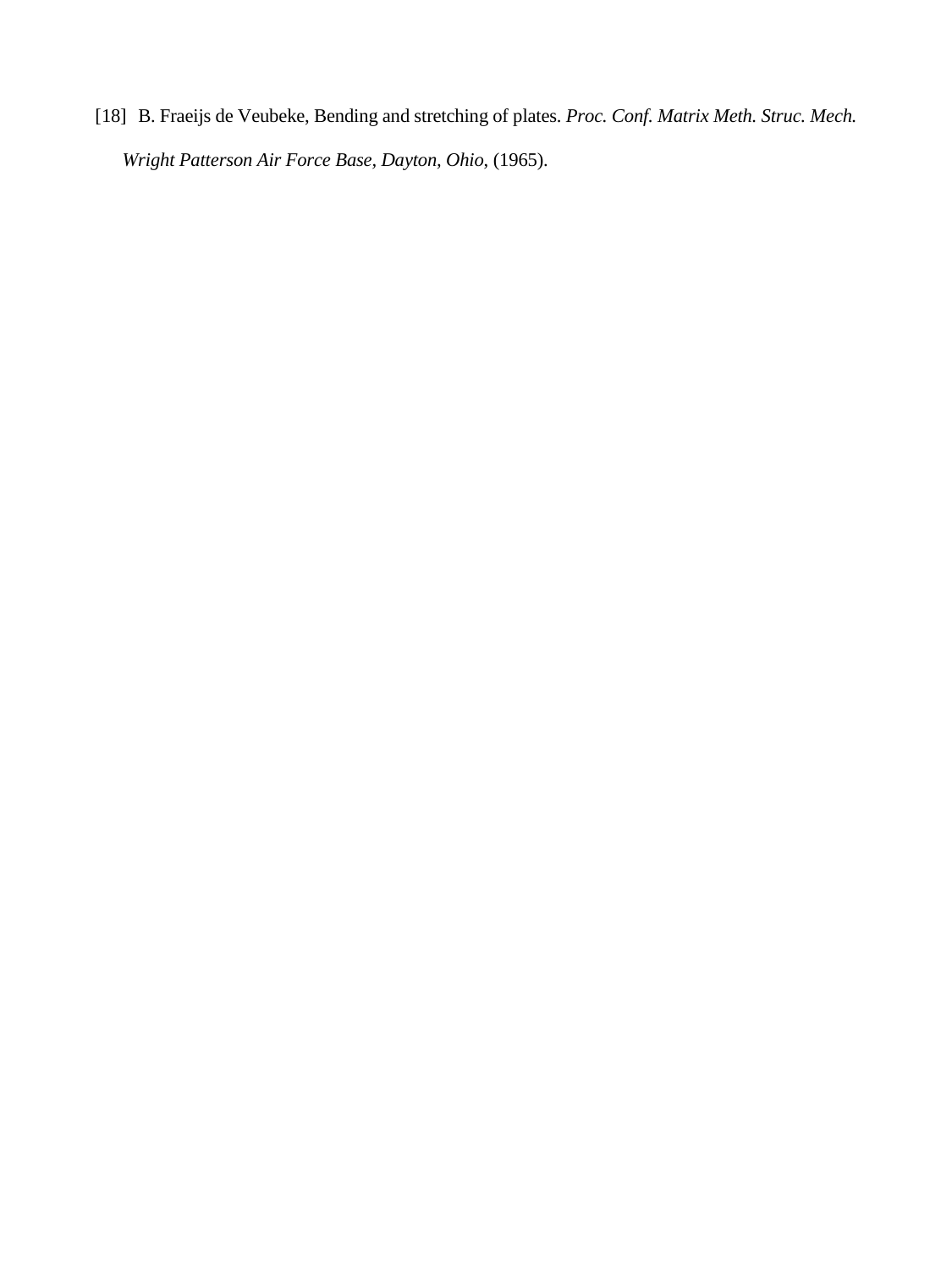[18] B. Fraeijs de Veubeke, Bending and stretching of plates. *Proc. Conf. Matrix Meth. Struc. Mech. Wright Patterson Air Force Base, Dayton, Ohio*, (1965).